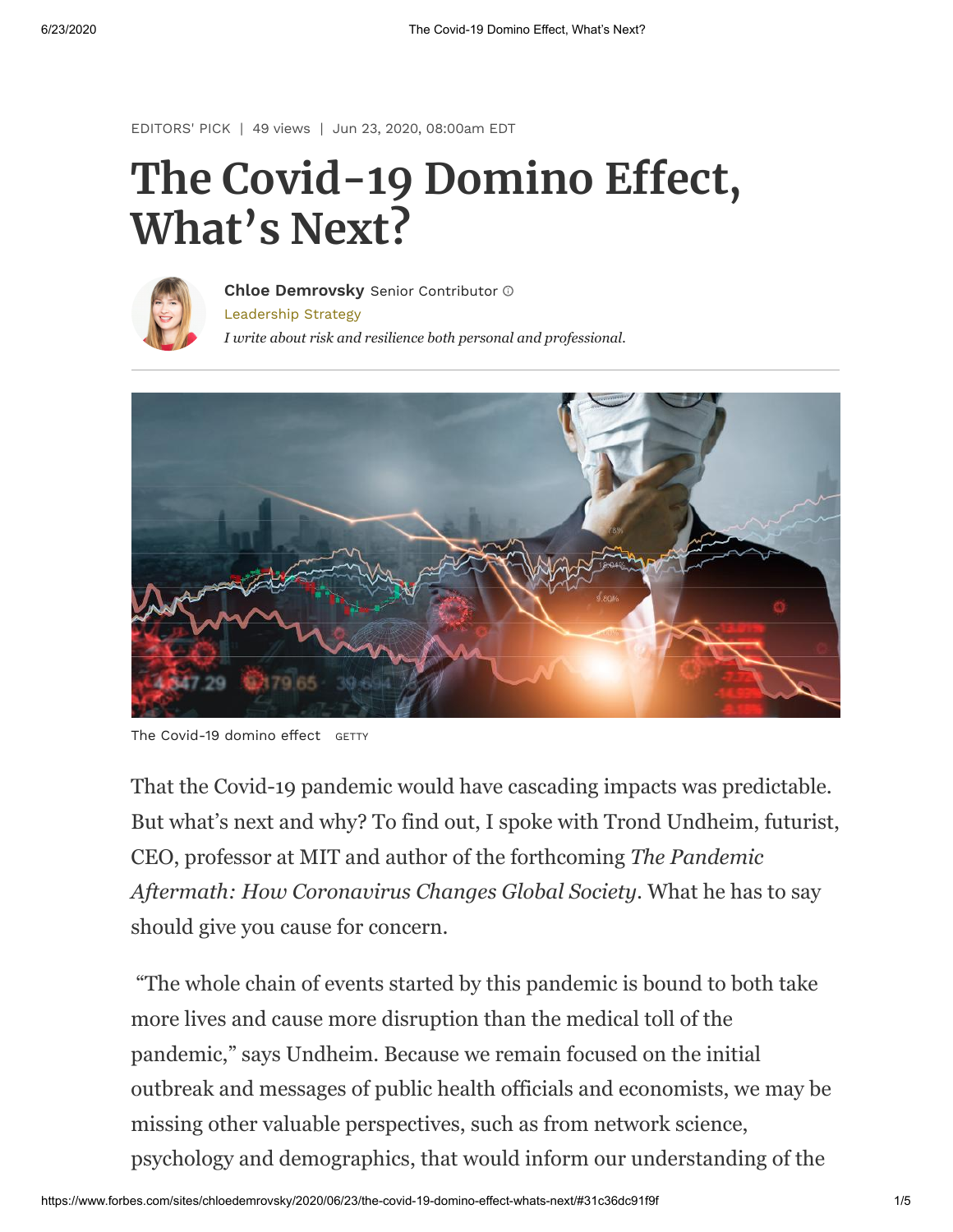EDITORS' PICK | 49 views | Jun 23, 2020, 08:00am EDT

# The Covid-19 Domino Effect, What's Next?

**Chloe Demrovsky** Senior Contributor

Leadership Strategy

*I write about risk and resilience both personal and professional.*

The Covid-19 domino effect GETTY

That the Covid-19 pandemic would have cascading impacts was predictable. But what's next and why? To find out, I spoke with Trond Undheim, futurist, CEO, professor at MIT and author of the forthcoming *The Pandemic Aftermath: How Coronavirus Changes Global Society*. What he has to say should give you cause for concern.

"The whole chain of events started by this pandemic is bound to both take more lives and cause more disruption than the medical toll of the pandemic," says Undheim. Because we remain focused on the initial outbreak and messages of public health officials and economists, we may be missing other valuable perspectives, such as from network science, psychology and demographics, that would inform our understanding of the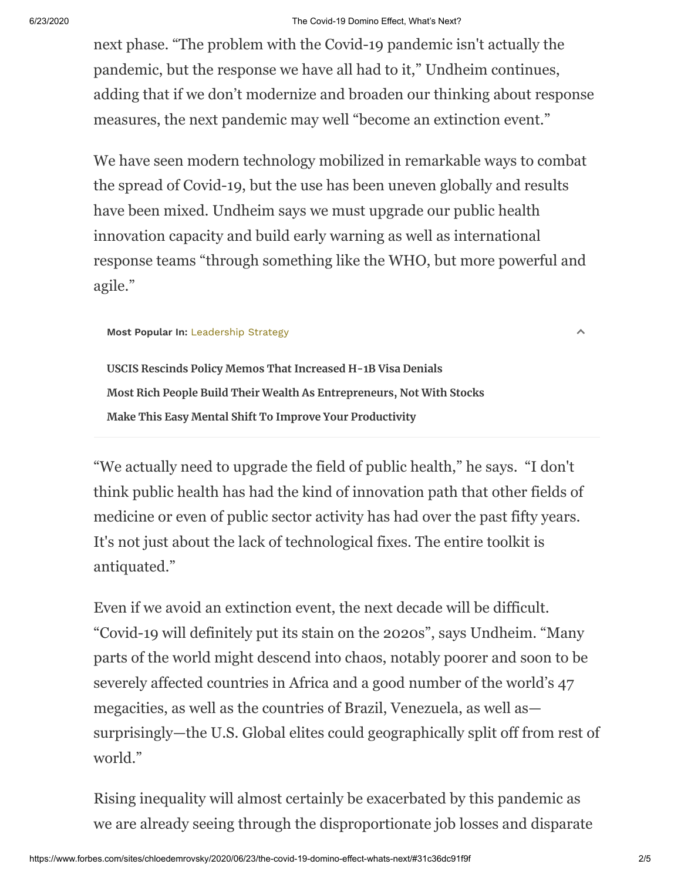next phase. "The problem with the Covid-19 pandemic isn't actually the pandemic, but the response we have all had to it," Undheim continues, adding that if we don't modernize and broaden our thinking about response measures, the next pandemic may well "become an extinction event."

We have seen modern technology mobilized in remarkable ways to combat the spread of Covid-19, but the use has been uneven globally and results have been mixed. Undheim says we must upgrade our public health innovation capacity and build early warning as well as international response teams "through something like the WHO, but more powerful and agile."

**Most Popular In:** Leadership Strategy

**USCIS Rescinds Policy Memos That Increased H-1B Visa Denials**

**Most Rich People Build Their Wealth As Entrepreneurs, Not With Stocks**

**Make This Easy Mental Shift To Improve Your Productivity**

"We actually need to upgrade the field of public health," he says. "I don't think public health has had the kind of innovation path that other fields of medicine or even of public sector activity has had over the past fifty years. It's not just about the lack of technological fixes. The entire toolkit is antiquated."

Even if we avoid an extinction event, the next decade will be difficult. "Covid-19 will definitely put its stain on the 2020s", says Undheim. "Many parts of the world might descend into chaos, notably poorer and soon to be severely affected countries in Africa and a good number of the world's 47 megacities, as well as the countries of Brazil, Venezuela, as well as—surprisingly—the U.S. Global elites could geographically split off from rest of world."

Rising inequality will almost certainly be exacerbated by this pandemic as we are already seeing through the disproportionate job losses and disparate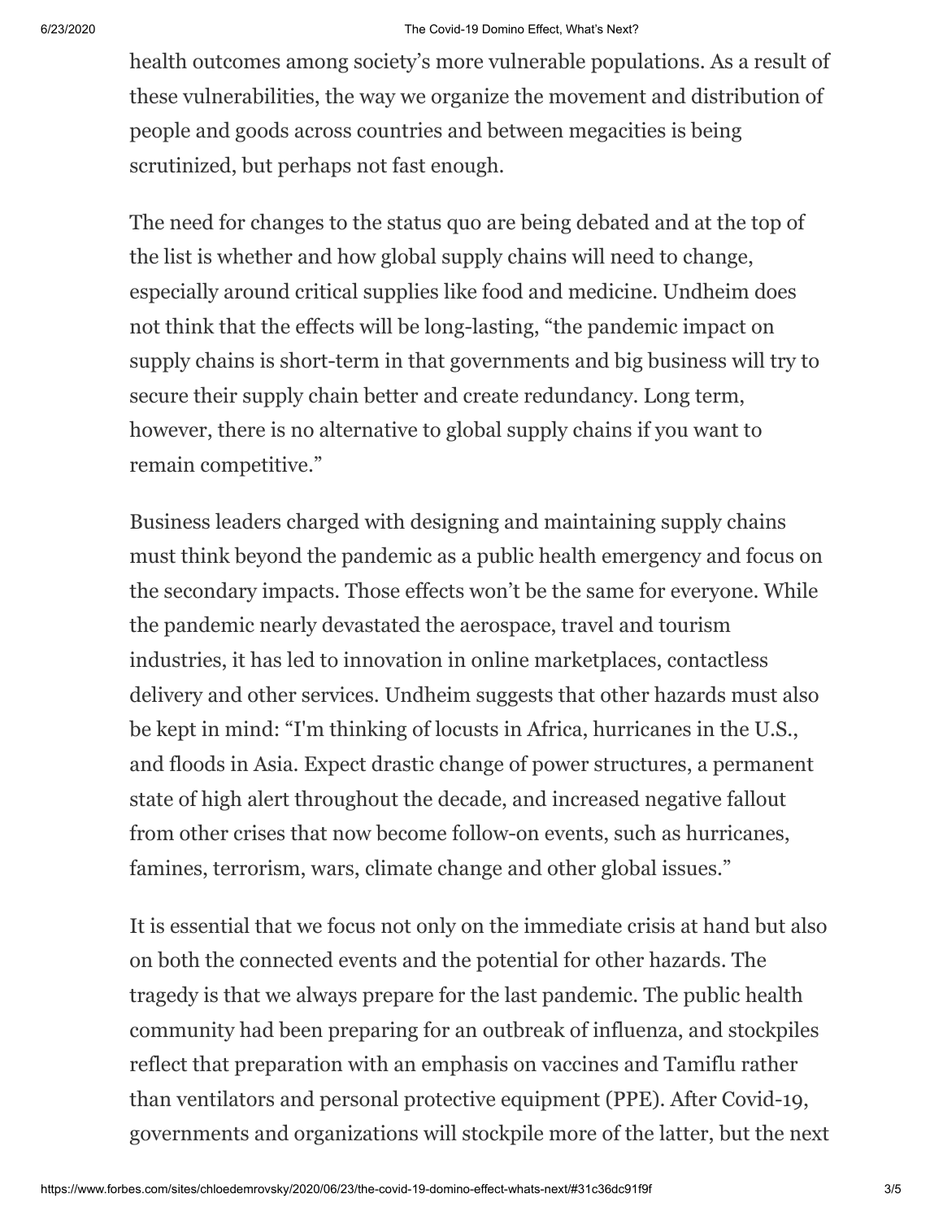health outcomes among society's more vulnerable populations. As a result of these vulnerabilities, the way we organize the movement and distribution of people and goods across countries and between megacities is being scrutinized, but perhaps not fast enough.

The need for changes to the status quo are being debated and at the top of the list is whether and how global supply chains will need to change, especially around critical supplies like food and medicine. Undheim does not think that the effects will be long-lasting, "the pandemic impact on supply chains is short-term in that governments and big business will try to secure their supply chain better and create redundancy. Long term, however, there is no alternative to global supply chains if you want to remain competitive."

Business leaders charged with designing and maintaining supply chains must think beyond the pandemic as a public health emergency and focus on the secondary impacts. Those effects won't be the same for everyone. While the pandemic nearly devastated the aerospace, travel and tourism industries, it has led to innovation in online marketplaces, contactless delivery and other services. Undheim suggests that other hazards must also be kept in mind: "I'm thinking of locusts in Africa, hurricanes in the U.S., and floods in Asia. Expect drastic change of power structures, a permanent state of high alert throughout the decade, and increased negative fallout from other crises that now become follow-on events, such as hurricanes, famines, terrorism, wars, climate change and other global issues."

It is essential that we focus not only on the immediate crisis at hand but also on both the connected events and the potential for other hazards. The tragedy is that we always prepare for the last pandemic. The public health community had been preparing for an outbreak of influenza, and stockpiles reflect that preparation with an emphasis on vaccines and Tamiflu rather than ventilators and personal protective equipment (PPE). After Covid-19, governments and organizations will stockpile more of the latter, but the next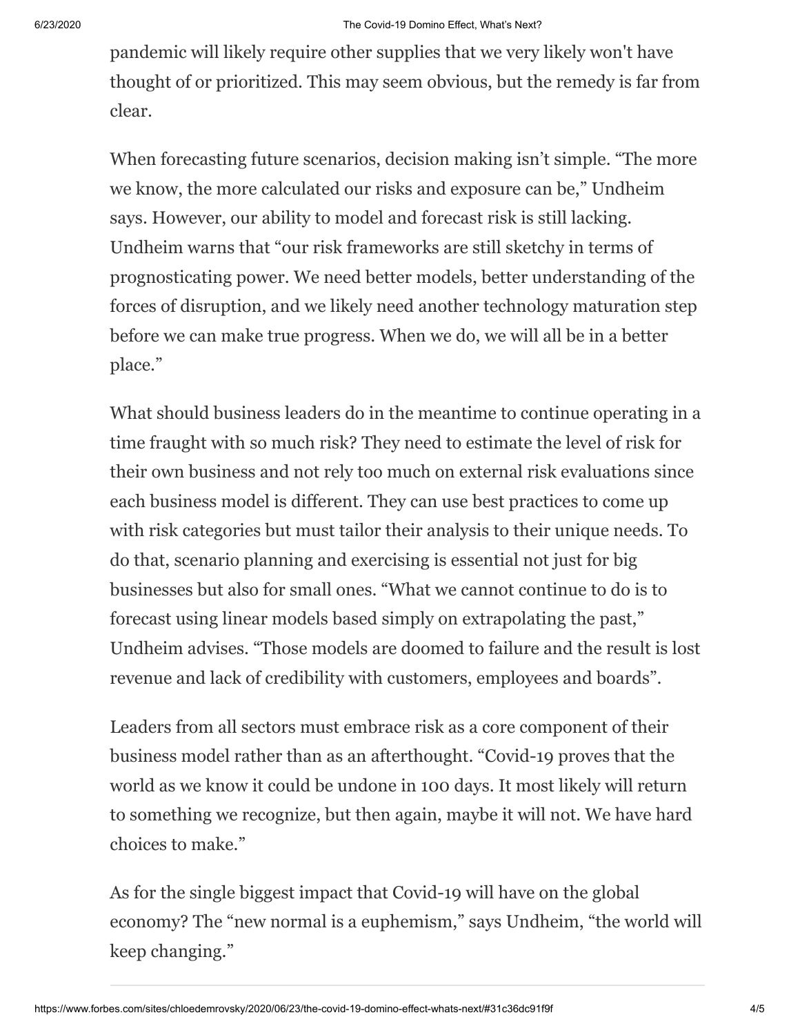pandemic will likely require other supplies that we very likely won't have thought of or prioritized. This may seem obvious, but the remedy is far from clear.

When forecasting future scenarios, decision making isn't simple. "The more we know, the more calculated our risks and exposure can be," Undheim says. However, our ability to model and forecast risk is still lacking. Undheim warns that "our risk frameworks are still sketchy in terms of prognosticating power. We need better models, better understanding of the forces of disruption, and we likely need another technology maturation step before we can make true progress. When we do, we will all be in a better place."

What should business leaders do in the meantime to continue operating in a time fraught with so much risk? They need to estimate the level of risk for their own business and not rely too much on external risk evaluations since each business model is different. They can use best practices to come up with risk categories but must tailor their analysis to their unique needs. To do that, scenario planning and exercising is essential not just for big businesses but also for small ones. "What we cannot continue to do is to forecast using linear models based simply on extrapolating the past," Undheim advises. "Those models are doomed to failure and the result is lost revenue and lack of credibility with customers, employees and boards".

Leaders from all sectors must embrace risk as a core component of their business model rather than as an afterthought. "Covid-19 proves that the world as we know it could be undone in 100 days. It most likely will return to something we recognize, but then again, maybe it will not. We have hard choices to make."

As for the single biggest impact that Covid-19 will have on the global economy? The "new normal is a euphemism," says Undheim, "the world will keep changing."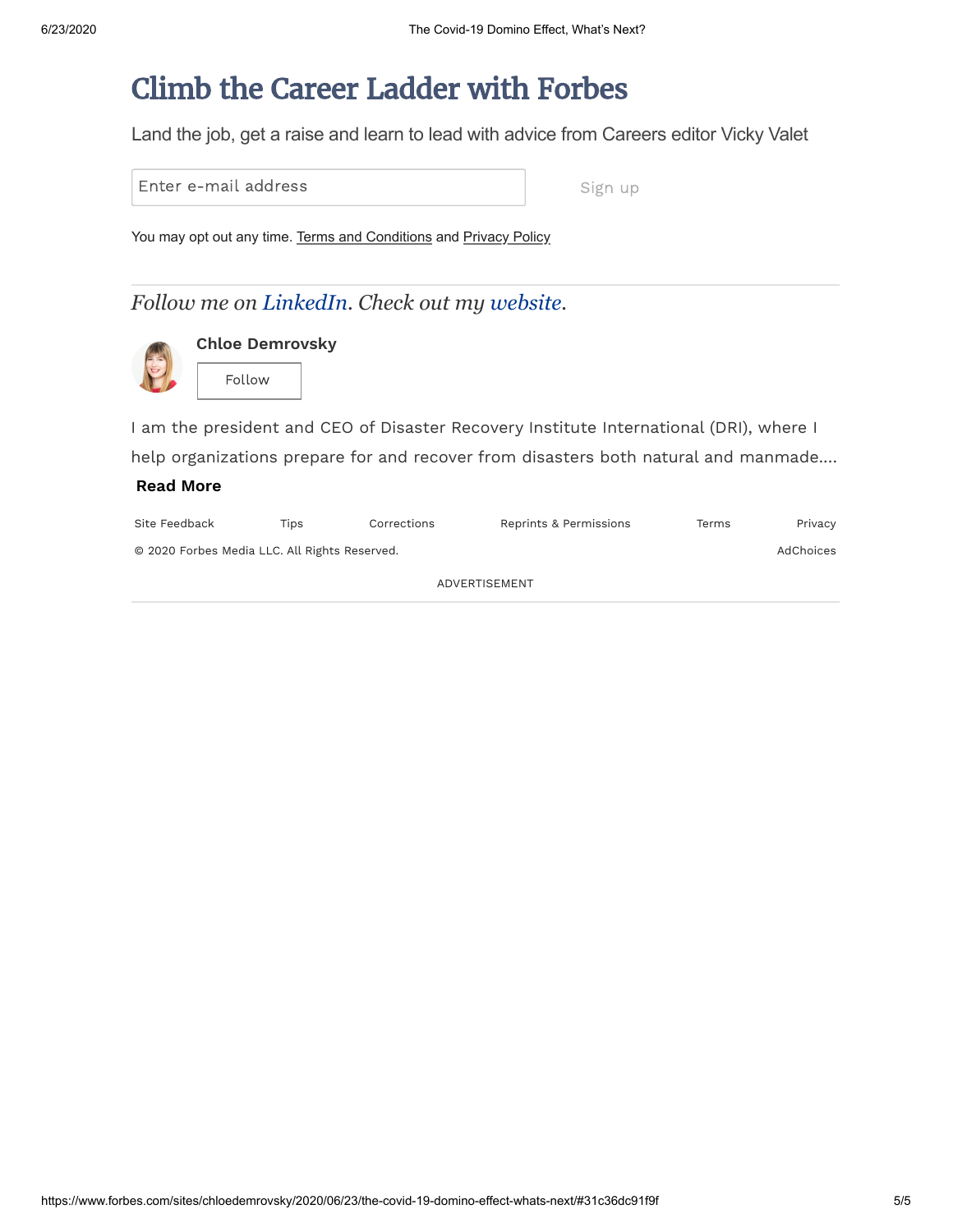# Climb the Career Ladder with Forbes

Land the job, get a raise and learn to lead with advice from Careers editor Vicky Valet

Enter e-mail address

Sign up

You may opt out any time. Terms and Conditions and Privacy Policy

---

*Follow me on LinkedIn. Check out my website.*

**Chloe Demrovsky**

Follow

I am the president and CEO of Disaster Recovery Institute International (DRI), where I help organizations prepare for and recover from disasters both natural and manmade....

**Read More**

Site Feedback | Tips | Corrections | Reprints & Permissions | Terms | Privacy

© 2020 Forbes Media LLC. All Rights Reserved.

AdChoices

ADVERTISEMENT